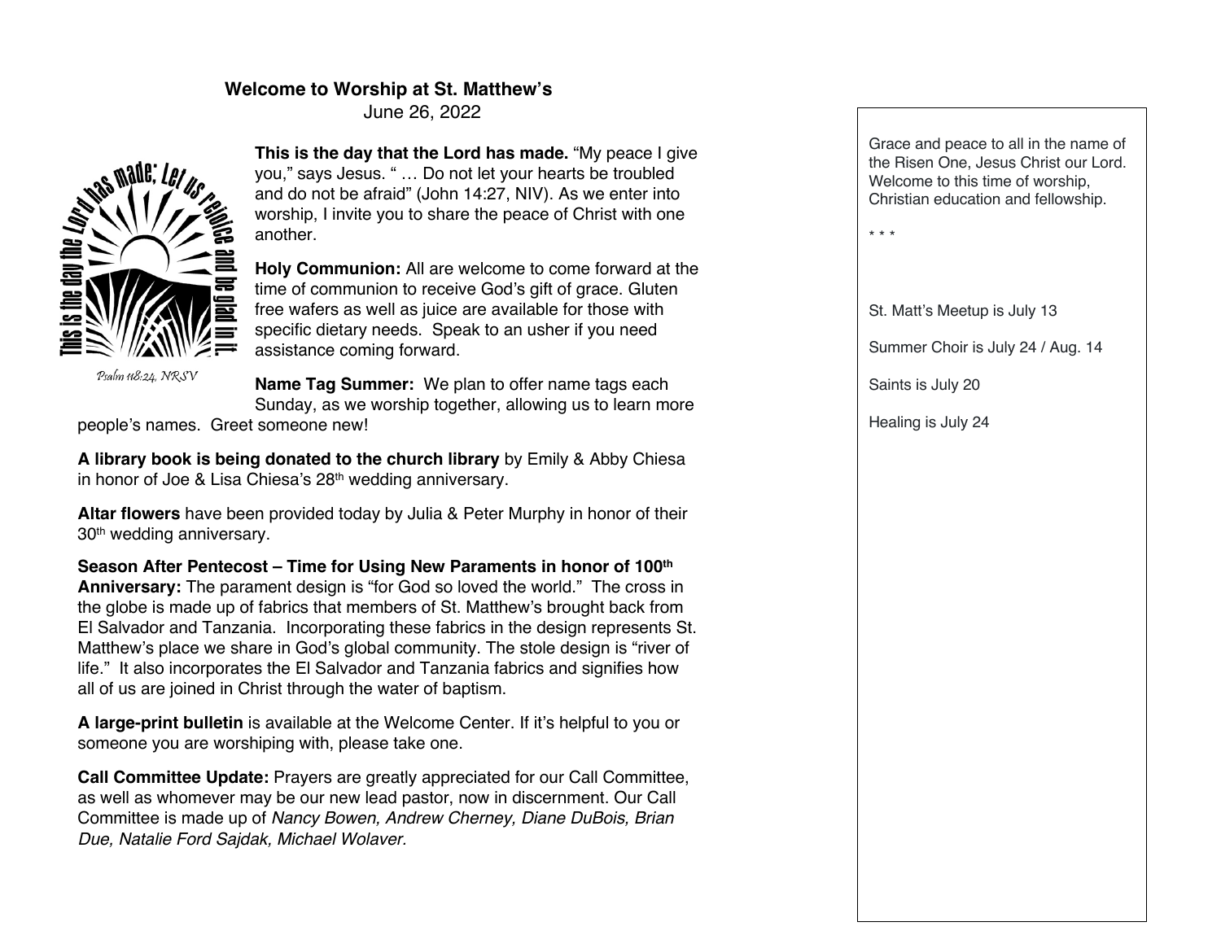## Welcome to Worship at St. Matthew's

June 26, 2022

This is the day the Lord has made; Let us rejoice and be glad in it.

*Psalm 118:24, NRSV*

**This is the day that the Lord has made.** "My peace I give you," says Jesus. " … Do not let your hearts be troubled and do not be afraid" (John 14:27, NIV). As we enter into worship, I invite you to share the peace of Christ with one another.

**Holy Communion:** All are welcome to come forward at the time of communion to receive God's gift of grace. Gluten free wafers as well as juice are available for those with specific dietary needs. Speak to an usher if you need assistance coming forward.

**Name Tag Summer:** We plan to offer name tags each Sunday, as we worship together, allowing us to learn more people's names. Greet someone new!

**A library book is being donated to the church library** by Emily & Abby Chiesa in honor of Joe & Lisa Chiesa's 28th wedding anniversary.

**Altar flowers** have been provided today by Julia & Peter Murphy in honor of their 30th wedding anniversary.

**Season After Pentecost – Time for Using New Paraments in honor of 100th Anniversary:** The parament design is "for God so loved the world." The cross in the globe is made up of fabrics that members of St. Matthew's brought back from El Salvador and Tanzania. Incorporating these fabrics in the design represents St. Matthew's place we share in God's global community. The stole design is "river of life." It also incorporates the El Salvador and Tanzania fabrics and signifies how all of us are joined in Christ through the water of baptism.

**A large-print bulletin** is available at the Welcome Center. If it's helpful to you or someone you are worshiping with, please take one.

**Call Committee Update:** Prayers are greatly appreciated for our Call Committee, as well as whomever may be our new lead pastor, now in discernment. Our Call Committee is made up of *Nancy Bowen, Andrew Cherney, Diane DuBois, Brian Due, Natalie Ford Sajdak, Michael Wolaver*.

---

Grace and peace to all in the name of the Risen One, Jesus Christ our Lord. Welcome to this time of worship, Christian education and fellowship.

\* \* \*

St. Matt's Meetup is July 13

Summer Choir is July 24 / Aug. 14

Saints is July 20

Healing is July 24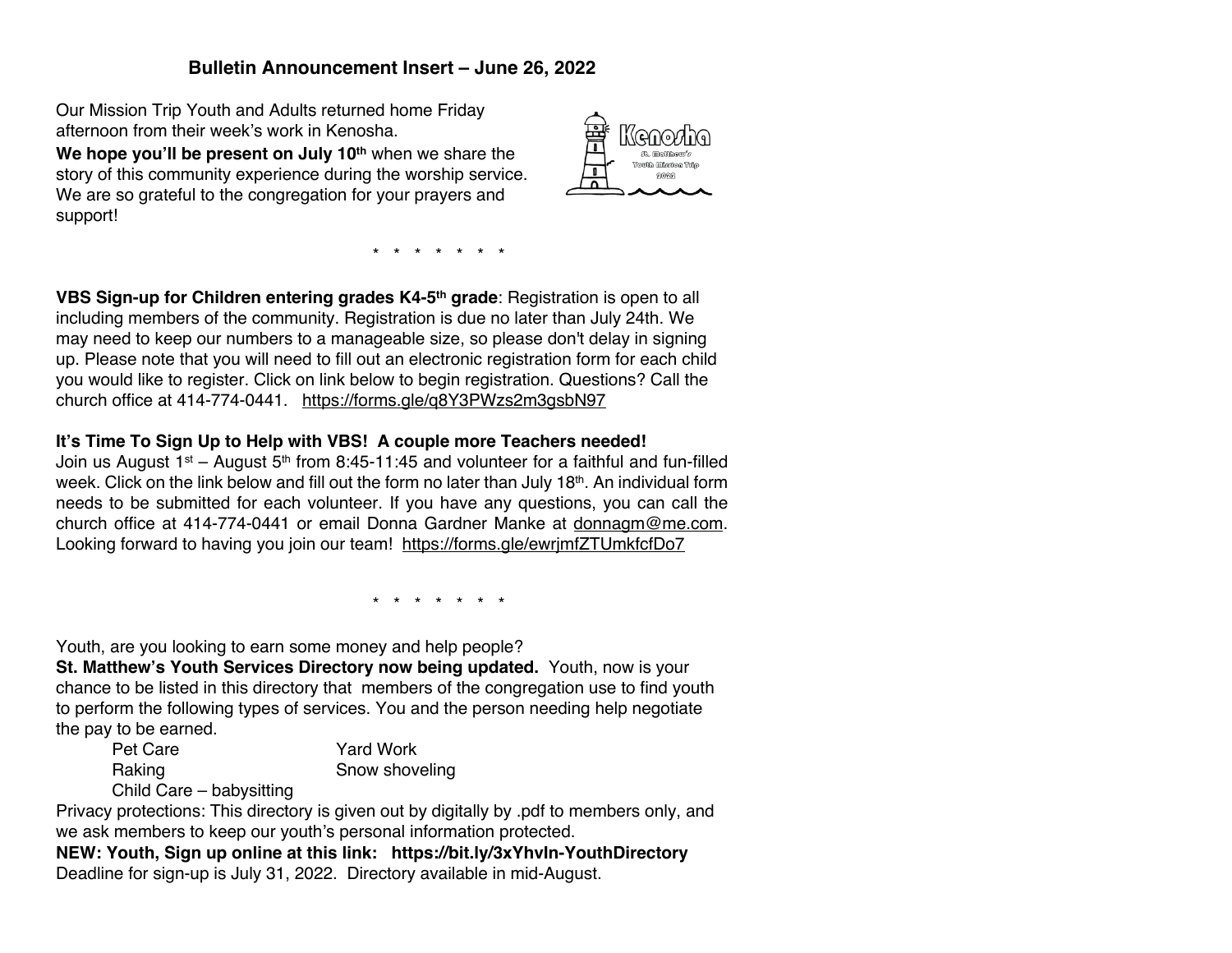# Bulletin Announcement Insert – June 26, 2022

Our Mission Trip Youth and Adults returned home Friday afternoon from their week's work in Kenosha.

**We hope you'll be present on July 10th** when we share the story of this community experience during the worship service. We are so grateful to the congregation for your prayers and support!

\* \* \* \* \* \* \*

**VBS Sign-up for Children entering grades K4-5th grade**: Registration is open to all including members of the community. Registration is due no later than July 24th. We may need to keep our numbers to a manageable size, so please don't delay in signing up. Please note that you will need to fill out an electronic registration form for each child you would like to register. Click on link below to begin registration. Questions? Call the church office at 414-774-0441. https://forms.gle/q8Y3PWzs2m3gsbN97

**It's Time To Sign Up to Help with VBS! A couple more Teachers needed!**
Join us August 1st – August 5th from 8:45-11:45 and volunteer for a faithful and fun-filled week. Click on the link below and fill out the form no later than July 18th. An individual form needs to be submitted for each volunteer. If you have any questions, you can call the church office at 414-774-0441 or email Donna Gardner Manke at donnagm@me.com. Looking forward to having you join our team! https://forms.gle/ewrjmfZTUmkfcfDo7

\* \* \* \* \* \* \*

Youth, are you looking to earn some money and help people?
**St. Matthew's Youth Services Directory now being updated.** Youth, now is your chance to be listed in this directory that members of the congregation use to find youth to perform the following types of services. You and the person needing help negotiate the pay to be earned.

- Pet Care
- Yard Work
- Raking
- Snow shoveling
- Child Care – babysitting

Privacy protections: This directory is given out by digitally by .pdf to members only, and we ask members to keep our youth's personal information protected.
**NEW: Youth, Sign up online at this link: https://bit.ly/3xYhvIn-YouthDirectory**
Deadline for sign-up is July 31, 2022. Directory available in mid-August.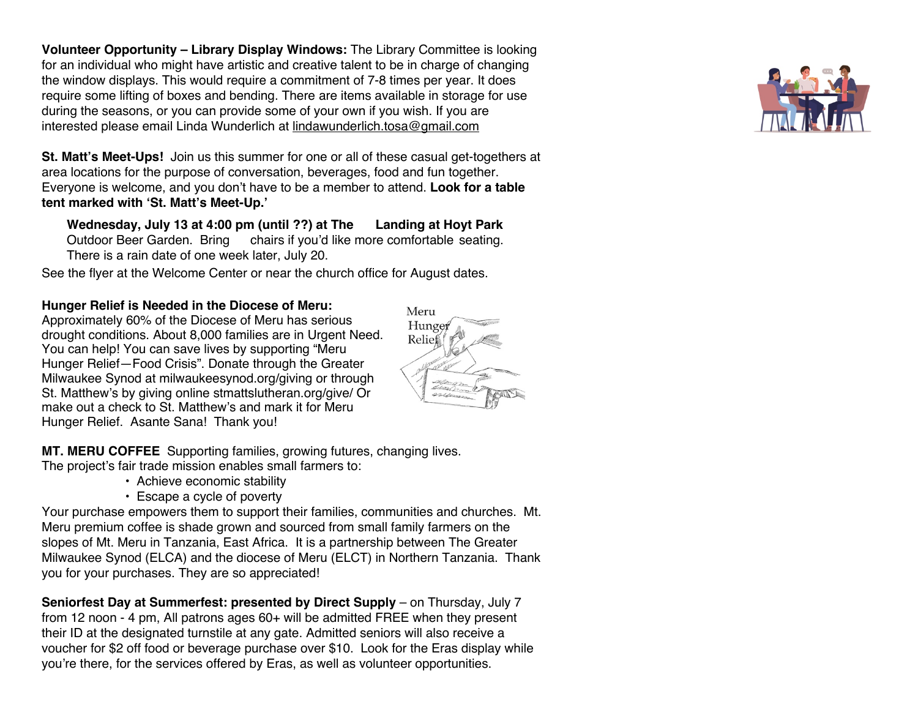**Volunteer Opportunity – Library Display Windows:** The Library Committee is looking for an individual who might have artistic and creative talent to be in charge of changing the window displays. This would require a commitment of 7-8 times per year. It does require some lifting of boxes and bending. There are items available in storage for use during the seasons, or you can provide some of your own if you wish. If you are interested please email Linda Wunderlich at lindawunderlich.tosa@gmail.com

**St. Matt's Meet-Ups!** Join us this summer for one or all of these casual get-togethers at area locations for the purpose of conversation, beverages, food and fun together. Everyone is welcome, and you don't have to be a member to attend. **Look for a table tent marked with 'St. Matt's Meet-Up.'**

> **Wednesday, July 13 at 4:00 pm (until ??) at The Landing at Hoyt Park** Outdoor Beer Garden. Bring chairs if you'd like more comfortable seating. There is a rain date of one week later, July 20.

See the flyer at the Welcome Center or near the church office for August dates.

**Hunger Relief is Needed in the Diocese of Meru:** Approximately 60% of the Diocese of Meru has serious drought conditions. About 8,000 families are in Urgent Need. You can help! You can save lives by supporting "Meru Hunger Relief—Food Crisis". Donate through the Greater Milwaukee Synod at milwaukeesynod.org/giving or through St. Matthew's by giving online stmattslutheran.org/give/ Or make out a check to St. Matthew's and mark it for Meru Hunger Relief. Asante Sana! Thank you!

**MT. MERU COFFEE** Supporting families, growing futures, changing lives.
The project's fair trade mission enables small farmers to:

- Achieve economic stability
- Escape a cycle of poverty

Your purchase empowers them to support their families, communities and churches. Mt. Meru premium coffee is shade grown and sourced from small family farmers on the slopes of Mt. Meru in Tanzania, East Africa. It is a partnership between The Greater Milwaukee Synod (ELCA) and the diocese of Meru (ELCT) in Northern Tanzania. Thank you for your purchases. They are so appreciated!

**Seniorfest Day at Summerfest: presented by Direct Supply** – on Thursday, July 7 from 12 noon - 4 pm, All patrons ages 60+ will be admitted FREE when they present their ID at the designated turnstile at any gate. Admitted seniors will also receive a voucher for $2 off food or beverage purchase over $10. Look for the Eras display while you're there, for the services offered by Eras, as well as volunteer opportunities.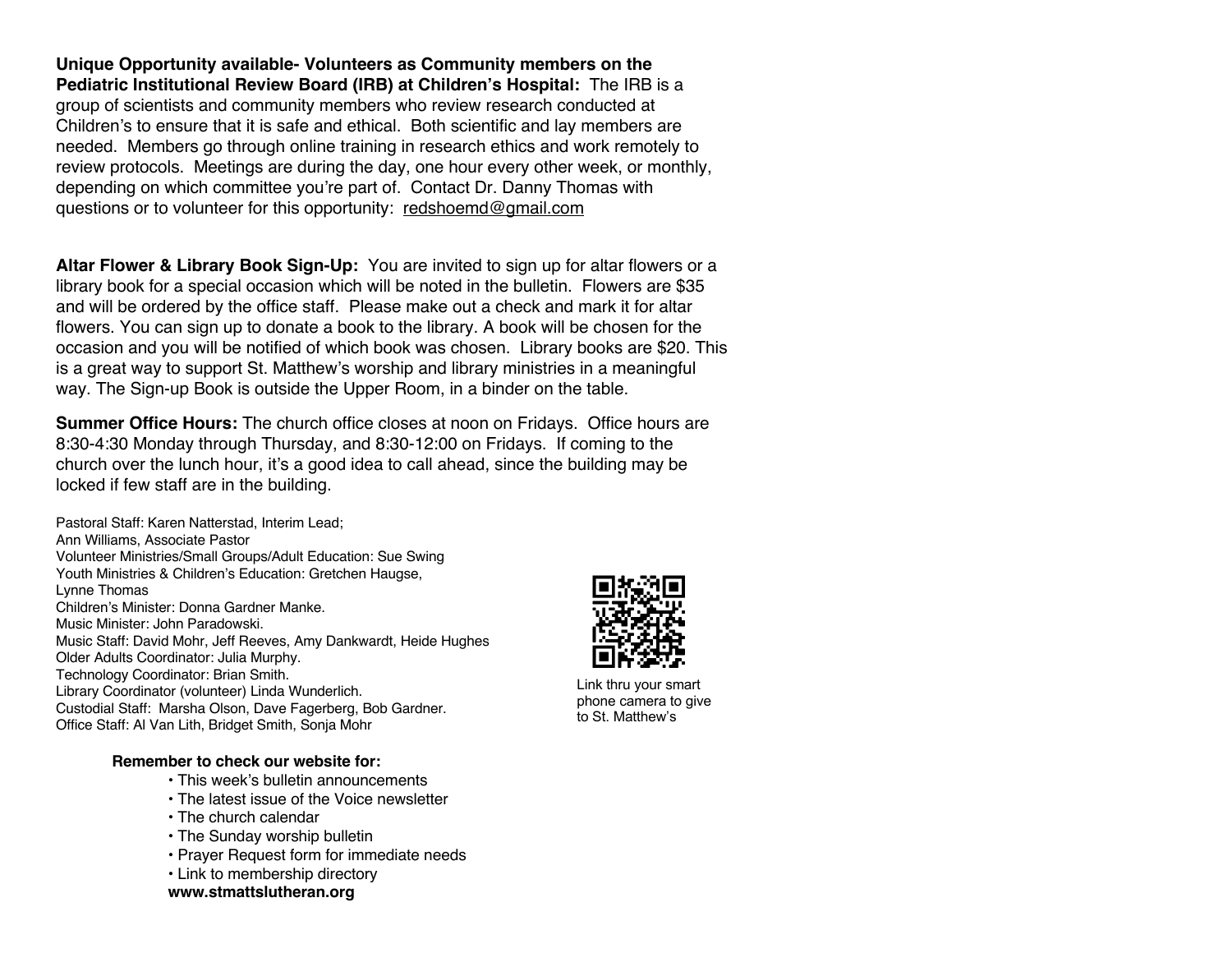**Unique Opportunity available- Volunteers as Community members on the Pediatric Institutional Review Board (IRB) at Children's Hospital:** The IRB is a group of scientists and community members who review research conducted at Children's to ensure that it is safe and ethical. Both scientific and lay members are needed. Members go through online training in research ethics and work remotely to review protocols. Meetings are during the day, one hour every other week, or monthly, depending on which committee you're part of. Contact Dr. Danny Thomas with questions or to volunteer for this opportunity: redshoemd@gmail.com

**Altar Flower & Library Book Sign-Up:** You are invited to sign up for altar flowers or a library book for a special occasion which will be noted in the bulletin. Flowers are $35 and will be ordered by the office staff. Please make out a check and mark it for altar flowers. You can sign up to donate a book to the library. A book will be chosen for the occasion and you will be notified of which book was chosen. Library books are $20. This is a great way to support St. Matthew's worship and library ministries in a meaningful way. The Sign-up Book is outside the Upper Room, in a binder on the table.

**Summer Office Hours:** The church office closes at noon on Fridays. Office hours are 8:30-4:30 Monday through Thursday, and 8:30-12:00 on Fridays. If coming to the church over the lunch hour, it's a good idea to call ahead, since the building may be locked if few staff are in the building.

Pastoral Staff: Karen Natterstad, Interim Lead;
Ann Williams, Associate Pastor
Volunteer Ministries/Small Groups/Adult Education: Sue Swing
Youth Ministries & Children's Education: Gretchen Haugse,
Lynne Thomas
Children's Minister: Donna Gardner Manke.
Music Minister: John Paradowski.
Music Staff: David Mohr, Jeff Reeves, Amy Dankwardt, Heide Hughes
Older Adults Coordinator: Julia Murphy.
Technology Coordinator: Brian Smith.
Library Coordinator (volunteer) Linda Wunderlich.
Custodial Staff: Marsha Olson, Dave Fagerberg, Bob Gardner.
Office Staff: Al Van Lith, Bridget Smith, Sonja Mohr

Link thru your smart phone camera to give to St. Matthew's

**Remember to check our website for:**

- This week's bulletin announcements
- The latest issue of the Voice newsletter
- The church calendar
- The Sunday worship bulletin
- Prayer Request form for immediate needs
- Link to membership directory

**www.stmattslutheran.org**